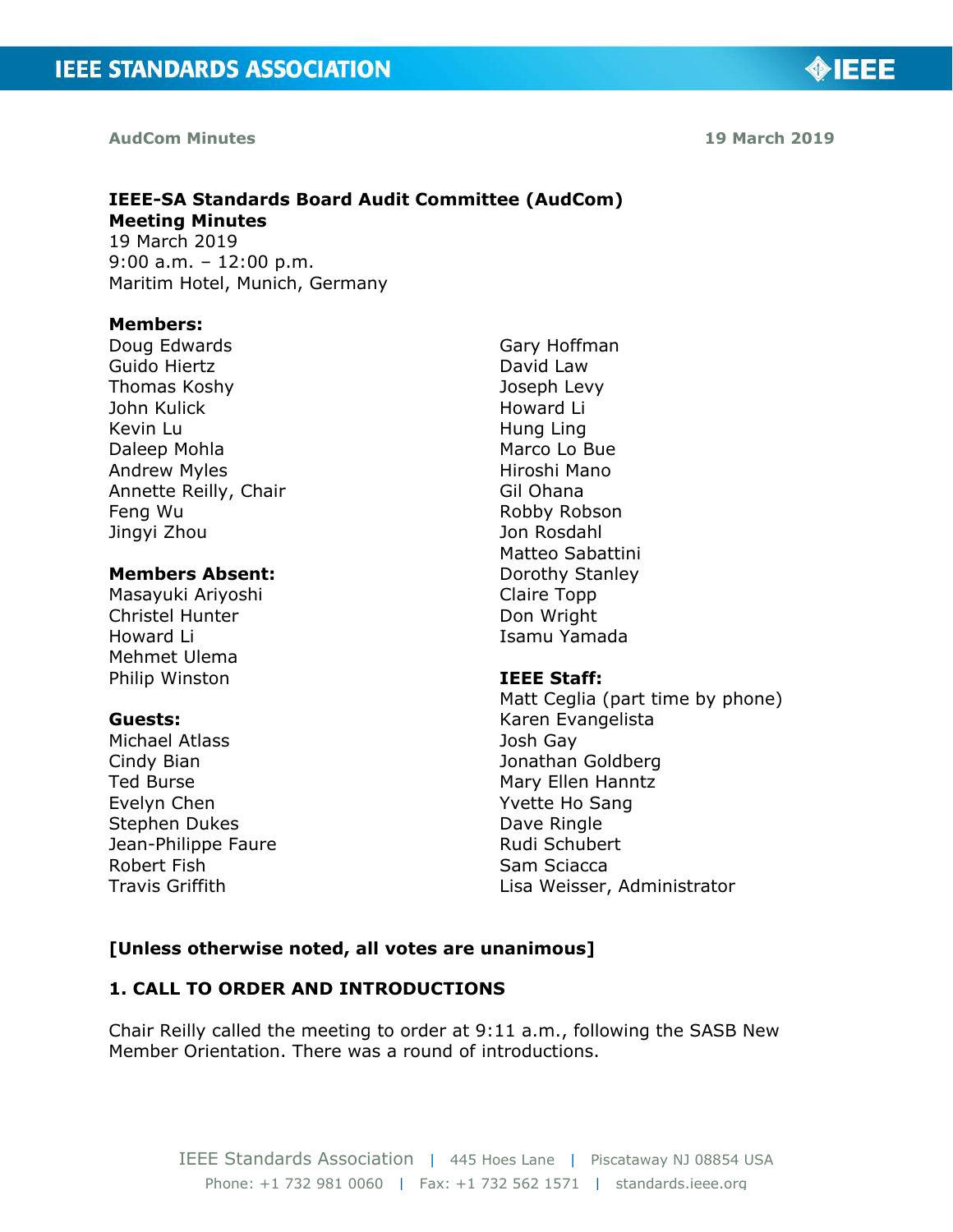AudCom Minutes 19 March 2019

**IEEE-SA Standards Board Audit Committee (AudCom)**
**Meeting Minutes**
19 March 2019
9:00 a.m. – 12:00 p.m.
Maritim Hotel, Munich, Germany

**Members:**
Doug Edwards
Guido Hiertz
Thomas Koshy
John Kulick
Kevin Lu
Daleep Mohla
Andrew Myles
Annette Reilly, Chair
Feng Wu
Jingyi Zhou

**Members Absent:**
Masayuki Ariyoshi
Christel Hunter
Howard Li
Mehmet Ulema
Philip Winston

**Guests:**
Michael Atlass
Cindy Bian
Ted Burse
Evelyn Chen
Stephen Dukes
Jean-Philippe Faure
Robert Fish
Travis Griffith
Gary Hoffman
David Law
Joseph Levy
Howard Li
Hung Ling
Marco Lo Bue
Hiroshi Mano
Gil Ohana
Robby Robson
Jon Rosdahl
Matteo Sabattini
Dorothy Stanley
Claire Topp
Don Wright
Isamu Yamada

**IEEE Staff:**
Matt Ceglia (part time by phone)
Karen Evangelista
Josh Gay
Jonathan Goldberg
Mary Ellen Hanntz
Yvette Ho Sang
Dave Ringle
Rudi Schubert
Sam Sciacca
Lisa Weisser, Administrator

**[Unless otherwise noted, all votes are unanimous]**

## 1. CALL TO ORDER AND INTRODUCTIONS

Chair Reilly called the meeting to order at 9:11 a.m., following the SASB New Member Orientation. There was a round of introductions.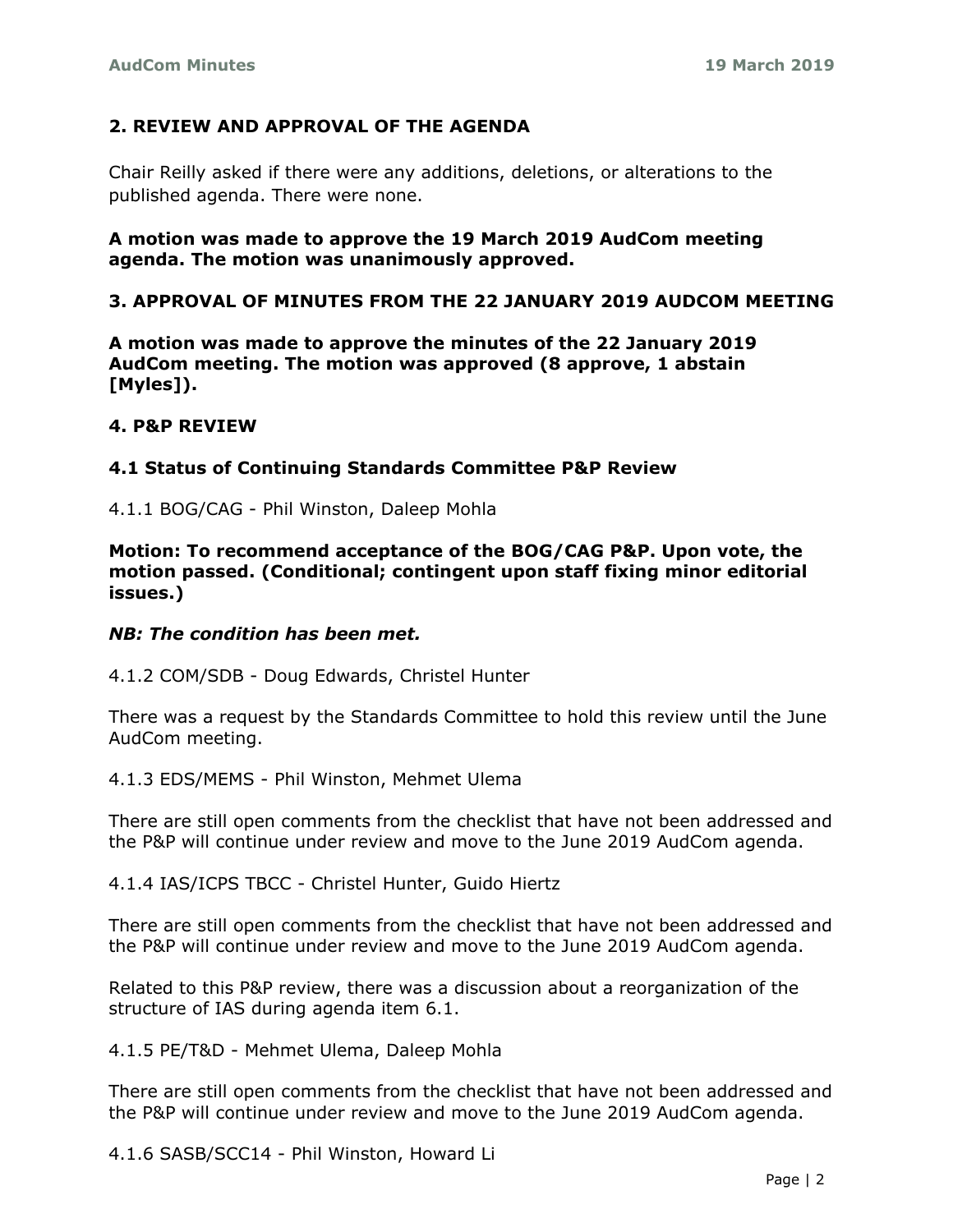## 2. REVIEW AND APPROVAL OF THE AGENDA

Chair Reilly asked if there were any additions, deletions, or alterations to the published agenda. There were none.

**A motion was made to approve the 19 March 2019 AudCom meeting agenda. The motion was unanimously approved.**

## 3. APPROVAL OF MINUTES FROM THE 22 JANUARY 2019 AUDCOM MEETING

**A motion was made to approve the minutes of the 22 January 2019 AudCom meeting. The motion was approved (8 approve, 1 abstain [Myles]).**

## 4. P&P REVIEW

### 4.1 Status of Continuing Standards Committee P&P Review

4.1.1 BOG/CAG - Phil Winston, Daleep Mohla

**Motion: To recommend acceptance of the BOG/CAG P&P. Upon vote, the motion passed. (Conditional; contingent upon staff fixing minor editorial issues.)**

***NB: The condition has been met.***

4.1.2 COM/SDB - Doug Edwards, Christel Hunter

There was a request by the Standards Committee to hold this review until the June AudCom meeting.

4.1.3 EDS/MEMS - Phil Winston, Mehmet Ulema

There are still open comments from the checklist that have not been addressed and the P&P will continue under review and move to the June 2019 AudCom agenda.

4.1.4 IAS/ICPS TBCC - Christel Hunter, Guido Hiertz

There are still open comments from the checklist that have not been addressed and the P&P will continue under review and move to the June 2019 AudCom agenda.

Related to this P&P review, there was a discussion about a reorganization of the structure of IAS during agenda item 6.1.

4.1.5 PE/T&D - Mehmet Ulema, Daleep Mohla

There are still open comments from the checklist that have not been addressed and the P&P will continue under review and move to the June 2019 AudCom agenda.

4.1.6 SASB/SCC14 - Phil Winston, Howard Li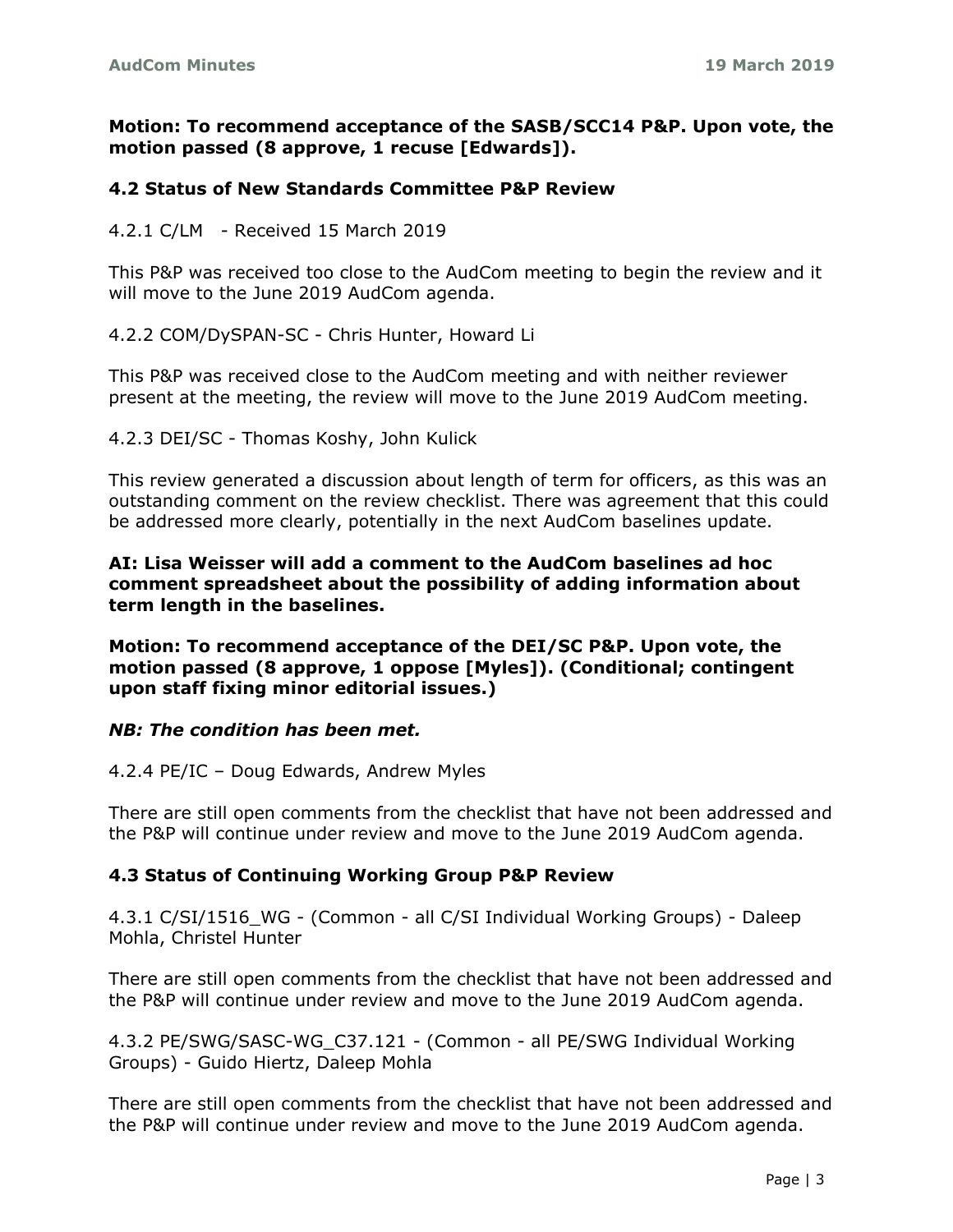**Motion: To recommend acceptance of the SASB/SCC14 P&P. Upon vote, the motion passed (8 approve, 1 recuse [Edwards]).**

### 4.2 Status of New Standards Committee P&P Review

4.2.1 C/LM - Received 15 March 2019

This P&P was received too close to the AudCom meeting to begin the review and it will move to the June 2019 AudCom agenda.

4.2.2 COM/DySPAN-SC - Chris Hunter, Howard Li

This P&P was received close to the AudCom meeting and with neither reviewer present at the meeting, the review will move to the June 2019 AudCom meeting.

4.2.3 DEI/SC - Thomas Koshy, John Kulick

This review generated a discussion about length of term for officers, as this was an outstanding comment on the review checklist. There was agreement that this could be addressed more clearly, potentially in the next AudCom baselines update.

**AI: Lisa Weisser will add a comment to the AudCom baselines ad hoc comment spreadsheet about the possibility of adding information about term length in the baselines.**

**Motion: To recommend acceptance of the DEI/SC P&P. Upon vote, the motion passed (8 approve, 1 oppose [Myles]). (Conditional; contingent upon staff fixing minor editorial issues.)**

***NB: The condition has been met.***

4.2.4 PE/IC – Doug Edwards, Andrew Myles

There are still open comments from the checklist that have not been addressed and the P&P will continue under review and move to the June 2019 AudCom agenda.

### 4.3 Status of Continuing Working Group P&P Review

4.3.1 C/SI/1516_WG - (Common - all C/SI Individual Working Groups) - Daleep Mohla, Christel Hunter

There are still open comments from the checklist that have not been addressed and the P&P will continue under review and move to the June 2019 AudCom agenda.

4.3.2 PE/SWG/SASC-WG_C37.121 - (Common - all PE/SWG Individual Working Groups) - Guido Hiertz, Daleep Mohla

There are still open comments from the checklist that have not been addressed and the P&P will continue under review and move to the June 2019 AudCom agenda.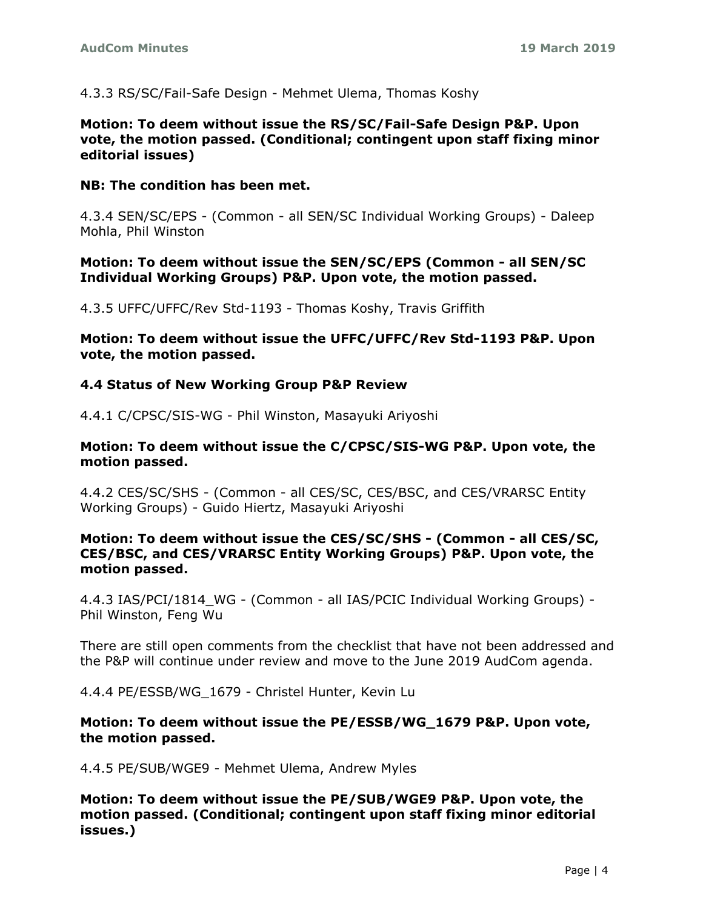4.3.3 RS/SC/Fail-Safe Design - Mehmet Ulema, Thomas Koshy

**Motion: To deem without issue the RS/SC/Fail-Safe Design P&P. Upon vote, the motion passed. (Conditional; contingent upon staff fixing minor editorial issues)**

**NB: The condition has been met.**

4.3.4 SEN/SC/EPS - (Common - all SEN/SC Individual Working Groups) - Daleep Mohla, Phil Winston

**Motion: To deem without issue the SEN/SC/EPS (Common - all SEN/SC Individual Working Groups) P&P. Upon vote, the motion passed.**

4.3.5 UFFC/UFFC/Rev Std-1193 - Thomas Koshy, Travis Griffith

**Motion: To deem without issue the UFFC/UFFC/Rev Std-1193 P&P. Upon vote, the motion passed.**

**4.4 Status of New Working Group P&P Review**

4.4.1 C/CPSC/SIS-WG - Phil Winston, Masayuki Ariyoshi

**Motion: To deem without issue the C/CPSC/SIS-WG P&P. Upon vote, the motion passed.**

4.4.2 CES/SC/SHS - (Common - all CES/SC, CES/BSC, and CES/VRARSC Entity Working Groups) - Guido Hiertz, Masayuki Ariyoshi

**Motion: To deem without issue the CES/SC/SHS - (Common - all CES/SC, CES/BSC, and CES/VRARSC Entity Working Groups) P&P. Upon vote, the motion passed.**

4.4.3 IAS/PCI/1814_WG - (Common - all IAS/PCIC Individual Working Groups) - Phil Winston, Feng Wu

There are still open comments from the checklist that have not been addressed and the P&P will continue under review and move to the June 2019 AudCom agenda.

4.4.4 PE/ESSB/WG_1679 - Christel Hunter, Kevin Lu

**Motion: To deem without issue the PE/ESSB/WG_1679 P&P. Upon vote, the motion passed.**

4.4.5 PE/SUB/WGE9 - Mehmet Ulema, Andrew Myles

**Motion: To deem without issue the PE/SUB/WGE9 P&P. Upon vote, the motion passed. (Conditional; contingent upon staff fixing minor editorial issues.)**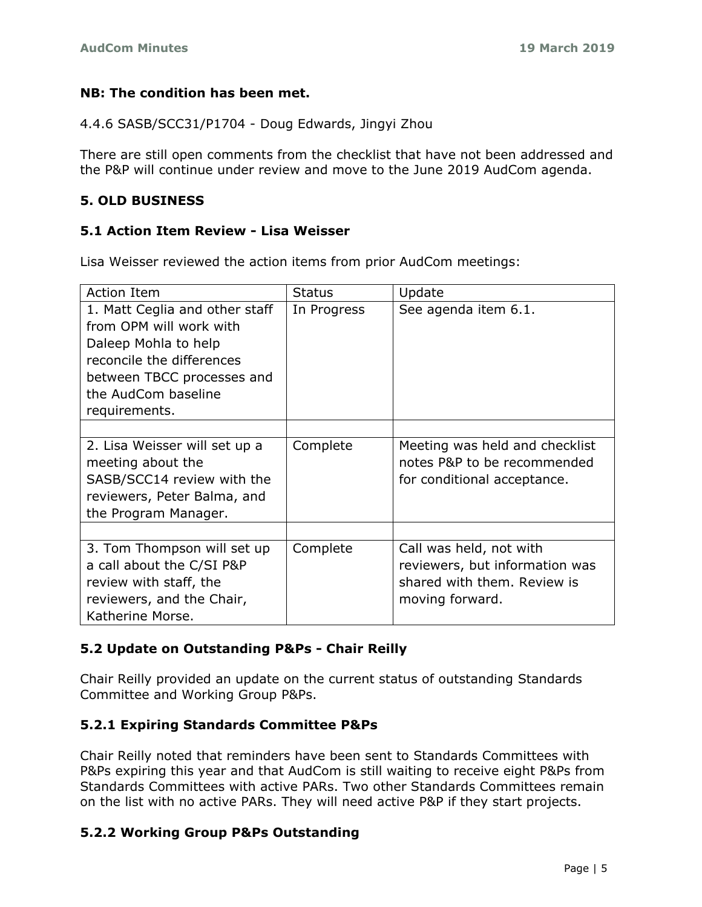**NB: The condition has been met.**

4.4.6 SASB/SCC31/P1704 - Doug Edwards, Jingyi Zhou

There are still open comments from the checklist that have not been addressed and the P&P will continue under review and move to the June 2019 AudCom agenda.

## 5. OLD BUSINESS

### 5.1 Action Item Review - Lisa Weisser

Lisa Weisser reviewed the action items from prior AudCom meetings:

| Action Item | Status | Update |
|---|---|---|
| 1. Matt Ceglia and other staff from OPM will work with Daleep Mohla to help reconcile the differences between TBCC processes and the AudCom baseline requirements. | In Progress | See agenda item 6.1. |
| | | |
| 2. Lisa Weisser will set up a meeting about the SASB/SCC14 review with the reviewers, Peter Balma, and the Program Manager. | Complete | Meeting was held and checklist notes P&P to be recommended for conditional acceptance. |
| | | |
| 3. Tom Thompson will set up a call about the C/SI P&P review with staff, the reviewers, and the Chair, Katherine Morse. | Complete | Call was held, not with reviewers, but information was shared with them. Review is moving forward. |

### 5.2 Update on Outstanding P&Ps - Chair Reilly

Chair Reilly provided an update on the current status of outstanding Standards Committee and Working Group P&Ps.

#### 5.2.1 Expiring Standards Committee P&Ps

Chair Reilly noted that reminders have been sent to Standards Committees with P&Ps expiring this year and that AudCom is still waiting to receive eight P&Ps from Standards Committees with active PARs. Two other Standards Committees remain on the list with no active PARs. They will need active P&P if they start projects.

#### 5.2.2 Working Group P&Ps Outstanding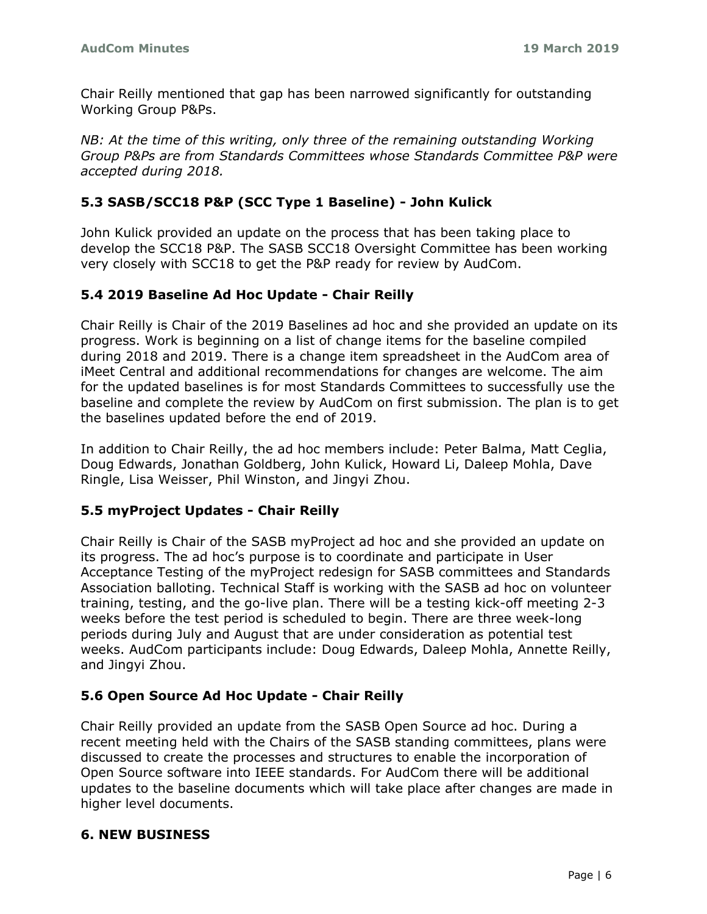Chair Reilly mentioned that gap has been narrowed significantly for outstanding Working Group P&Ps.

*NB: At the time of this writing, only three of the remaining outstanding Working Group P&Ps are from Standards Committees whose Standards Committee P&P were accepted during 2018.*

### 5.3 SASB/SCC18 P&P (SCC Type 1 Baseline) - John Kulick

John Kulick provided an update on the process that has been taking place to develop the SCC18 P&P. The SASB SCC18 Oversight Committee has been working very closely with SCC18 to get the P&P ready for review by AudCom.

### 5.4 2019 Baseline Ad Hoc Update - Chair Reilly

Chair Reilly is Chair of the 2019 Baselines ad hoc and she provided an update on its progress. Work is beginning on a list of change items for the baseline compiled during 2018 and 2019. There is a change item spreadsheet in the AudCom area of iMeet Central and additional recommendations for changes are welcome. The aim for the updated baselines is for most Standards Committees to successfully use the baseline and complete the review by AudCom on first submission. The plan is to get the baselines updated before the end of 2019.

In addition to Chair Reilly, the ad hoc members include: Peter Balma, Matt Ceglia, Doug Edwards, Jonathan Goldberg, John Kulick, Howard Li, Daleep Mohla, Dave Ringle, Lisa Weisser, Phil Winston, and Jingyi Zhou.

### 5.5 myProject Updates - Chair Reilly

Chair Reilly is Chair of the SASB myProject ad hoc and she provided an update on its progress. The ad hoc's purpose is to coordinate and participate in User Acceptance Testing of the myProject redesign for SASB committees and Standards Association balloting. Technical Staff is working with the SASB ad hoc on volunteer training, testing, and the go-live plan. There will be a testing kick-off meeting 2-3 weeks before the test period is scheduled to begin. There are three week-long periods during July and August that are under consideration as potential test weeks. AudCom participants include: Doug Edwards, Daleep Mohla, Annette Reilly, and Jingyi Zhou.

### 5.6 Open Source Ad Hoc Update - Chair Reilly

Chair Reilly provided an update from the SASB Open Source ad hoc. During a recent meeting held with the Chairs of the SASB standing committees, plans were discussed to create the processes and structures to enable the incorporation of Open Source software into IEEE standards. For AudCom there will be additional updates to the baseline documents which will take place after changes are made in higher level documents.

## 6. NEW BUSINESS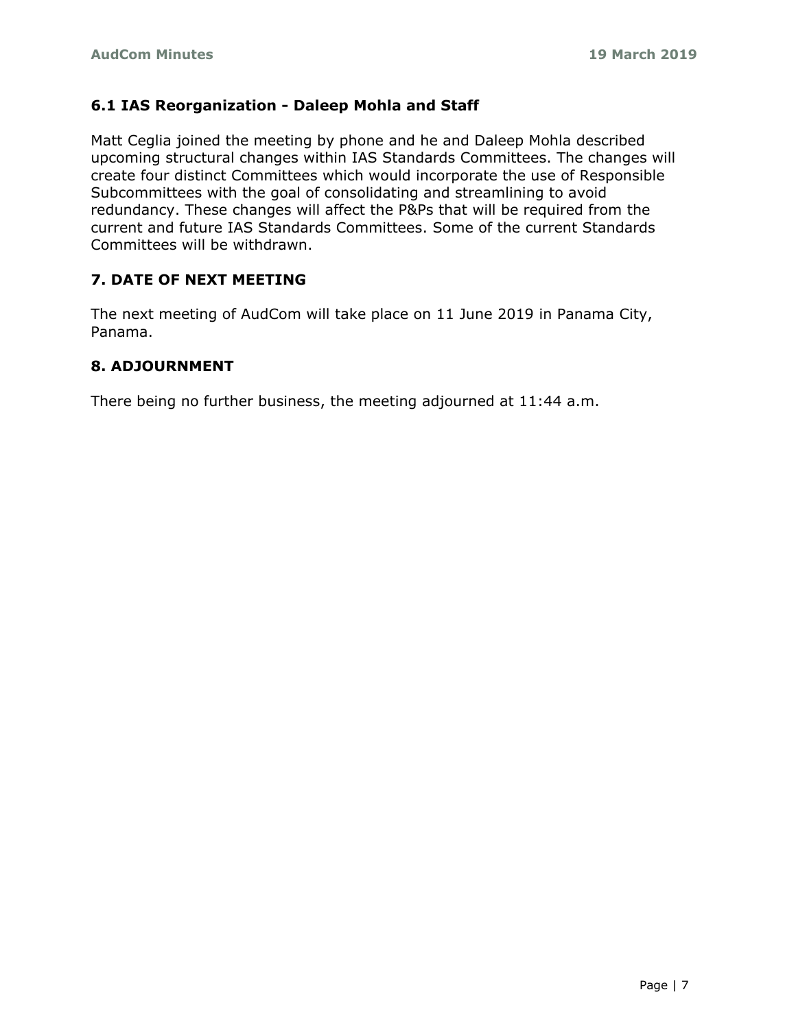### 6.1 IAS Reorganization - Daleep Mohla and Staff

Matt Ceglia joined the meeting by phone and he and Daleep Mohla described upcoming structural changes within IAS Standards Committees. The changes will create four distinct Committees which would incorporate the use of Responsible Subcommittees with the goal of consolidating and streamlining to avoid redundancy. These changes will affect the P&Ps that will be required from the current and future IAS Standards Committees. Some of the current Standards Committees will be withdrawn.

## 7. DATE OF NEXT MEETING

The next meeting of AudCom will take place on 11 June 2019 in Panama City, Panama.

## 8. ADJOURNMENT

There being no further business, the meeting adjourned at 11:44 a.m.